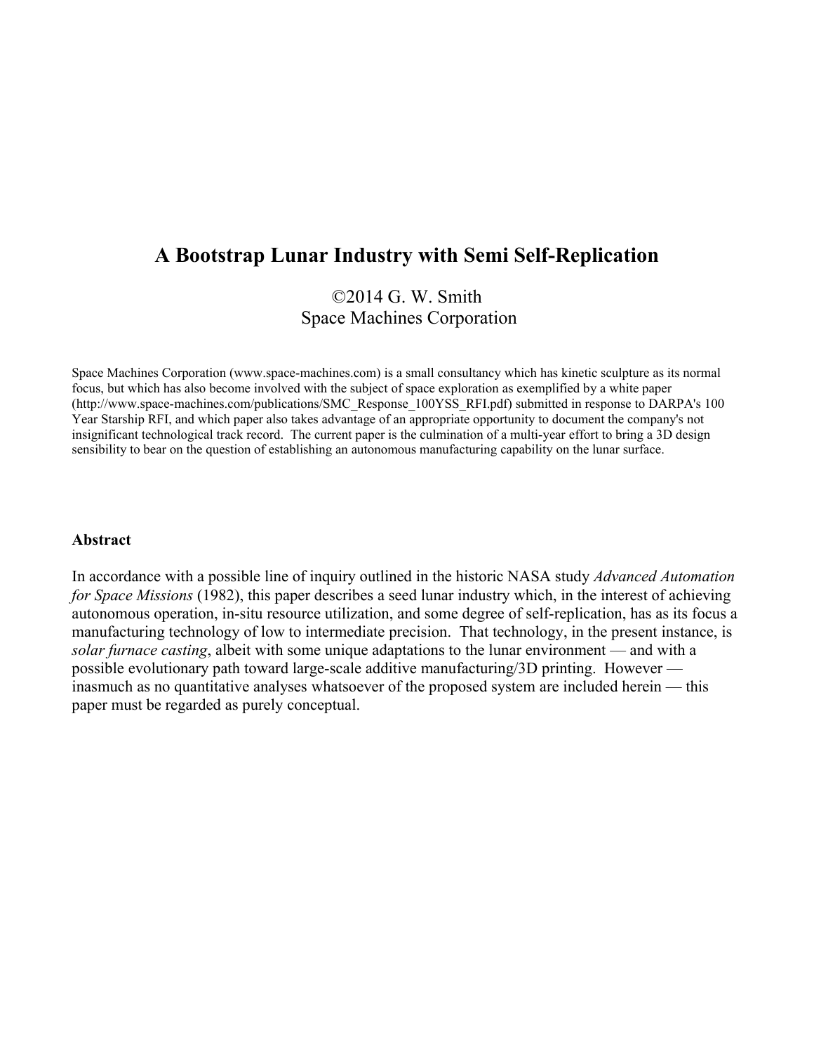# A Bootstrap Lunar Industry with Semi Self-Replication

©2014 G. W. Smith
Space Machines Corporation

Space Machines Corporation (www.space-machines.com) is a small consultancy which has kinetic sculpture as its normal focus, but which has also become involved with the subject of space exploration as exemplified by a white paper (http://www.space-machines.com/publications/SMC_Response_100YSS_RFI.pdf) submitted in response to DARPA's 100 Year Starship RFI, and which paper also takes advantage of an appropriate opportunity to document the company's not insignificant technological track record. The current paper is the culmination of a multi-year effort to bring a 3D design sensibility to bear on the question of establishing an autonomous manufacturing capability on the lunar surface.

**Abstract**

In accordance with a possible line of inquiry outlined in the historic NASA study *Advanced Automation for Space Missions* (1982), this paper describes a seed lunar industry which, in the interest of achieving autonomous operation, in-situ resource utilization, and some degree of self-replication, has as its focus a manufacturing technology of low to intermediate precision. That technology, in the present instance, is *solar furnace casting*, albeit with some unique adaptations to the lunar environment — and with a possible evolutionary path toward large-scale additive manufacturing/3D printing. However — inasmuch as no quantitative analyses whatsoever of the proposed system are included herein — this paper must be regarded as purely conceptual.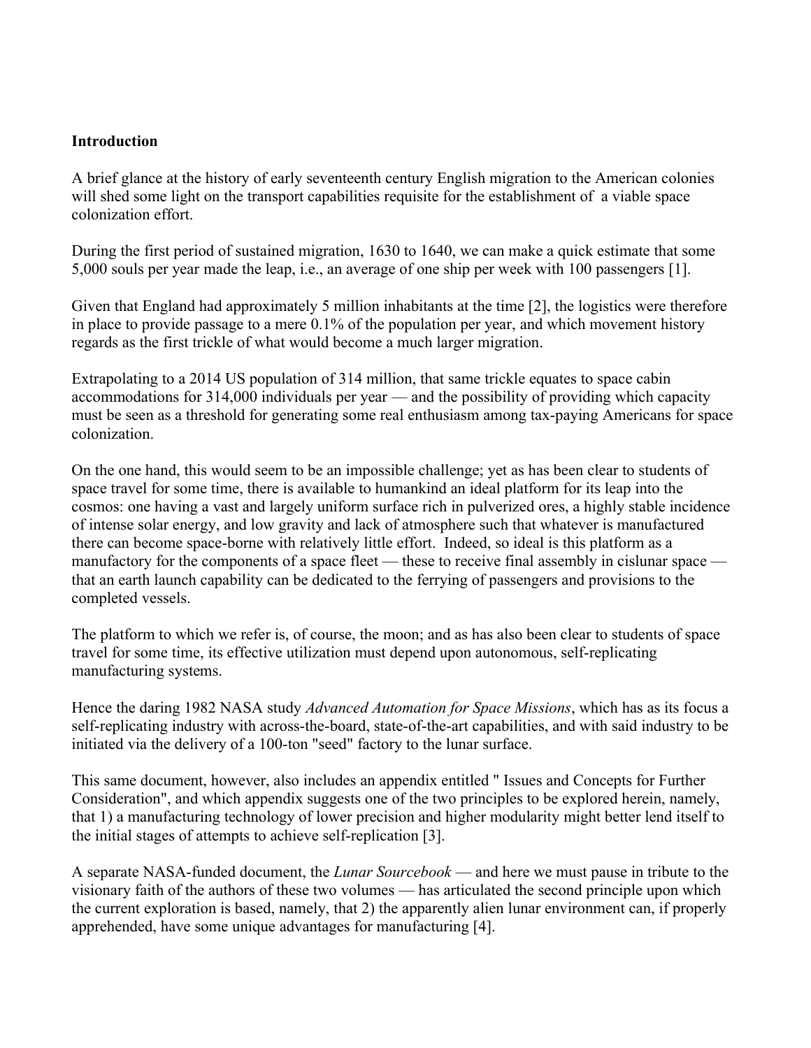**Introduction**

A brief glance at the history of early seventeenth century English migration to the American colonies will shed some light on the transport capabilities requisite for the establishment of a viable space colonization effort.

During the first period of sustained migration, 1630 to 1640, we can make a quick estimate that some 5,000 souls per year made the leap, i.e., an average of one ship per week with 100 passengers [1].

Given that England had approximately 5 million inhabitants at the time [2], the logistics were therefore in place to provide passage to a mere 0.1% of the population per year, and which movement history regards as the first trickle of what would become a much larger migration.

Extrapolating to a 2014 US population of 314 million, that same trickle equates to space cabin accommodations for 314,000 individuals per year — and the possibility of providing which capacity must be seen as a threshold for generating some real enthusiasm among tax-paying Americans for space colonization.

On the one hand, this would seem to be an impossible challenge; yet as has been clear to students of space travel for some time, there is available to humankind an ideal platform for its leap into the cosmos: one having a vast and largely uniform surface rich in pulverized ores, a highly stable incidence of intense solar energy, and low gravity and lack of atmosphere such that whatever is manufactured there can become space-borne with relatively little effort. Indeed, so ideal is this platform as a manufactory for the components of a space fleet — these to receive final assembly in cislunar space — that an earth launch capability can be dedicated to the ferrying of passengers and provisions to the completed vessels.

The platform to which we refer is, of course, the moon; and as has also been clear to students of space travel for some time, its effective utilization must depend upon autonomous, self-replicating manufacturing systems.

Hence the daring 1982 NASA study *Advanced Automation for Space Missions*, which has as its focus a self-replicating industry with across-the-board, state-of-the-art capabilities, and with said industry to be initiated via the delivery of a 100-ton "seed" factory to the lunar surface.

This same document, however, also includes an appendix entitled " Issues and Concepts for Further Consideration", and which appendix suggests one of the two principles to be explored herein, namely, that 1) a manufacturing technology of lower precision and higher modularity might better lend itself to the initial stages of attempts to achieve self-replication [3].

A separate NASA-funded document, the *Lunar Sourcebook* — and here we must pause in tribute to the visionary faith of the authors of these two volumes — has articulated the second principle upon which the current exploration is based, namely, that 2) the apparently alien lunar environment can, if properly apprehended, have some unique advantages for manufacturing [4].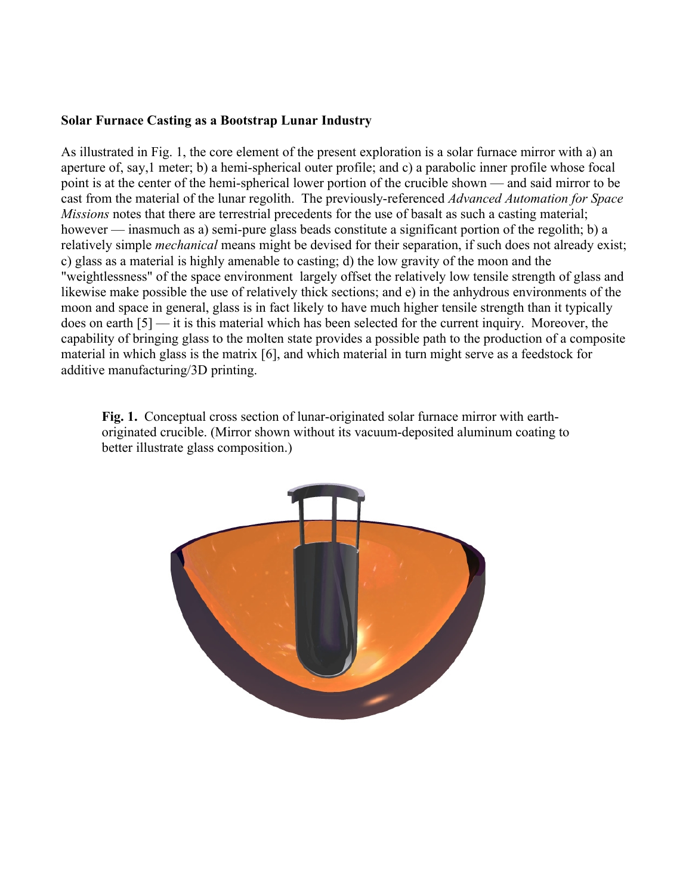**Solar Furnace Casting as a Bootstrap Lunar Industry**

As illustrated in Fig. 1, the core element of the present exploration is a solar furnace mirror with a) an aperture of, say,1 meter; b) a hemi-spherical outer profile; and c) a parabolic inner profile whose focal point is at the center of the hemi-spherical lower portion of the crucible shown — and said mirror to be cast from the material of the lunar regolith. The previously-referenced *Advanced Automation for Space Missions* notes that there are terrestrial precedents for the use of basalt as such a casting material; however — inasmuch as a) semi-pure glass beads constitute a significant portion of the regolith; b) a relatively simple *mechanical* means might be devised for their separation, if such does not already exist; c) glass as a material is highly amenable to casting; d) the low gravity of the moon and the "weightlessness" of the space environment largely offset the relatively low tensile strength of glass and likewise make possible the use of relatively thick sections; and e) in the anhydrous environments of the moon and space in general, glass is in fact likely to have much higher tensile strength than it typically does on earth [5] — it is this material which has been selected for the current inquiry. Moreover, the capability of bringing glass to the molten state provides a possible path to the production of a composite material in which glass is the matrix [6], and which material in turn might serve as a feedstock for additive manufacturing/3D printing.

**Fig. 1.** Conceptual cross section of lunar-originated solar furnace mirror with earth-originated crucible. (Mirror shown without its vacuum-deposited aluminum coating to better illustrate glass composition.)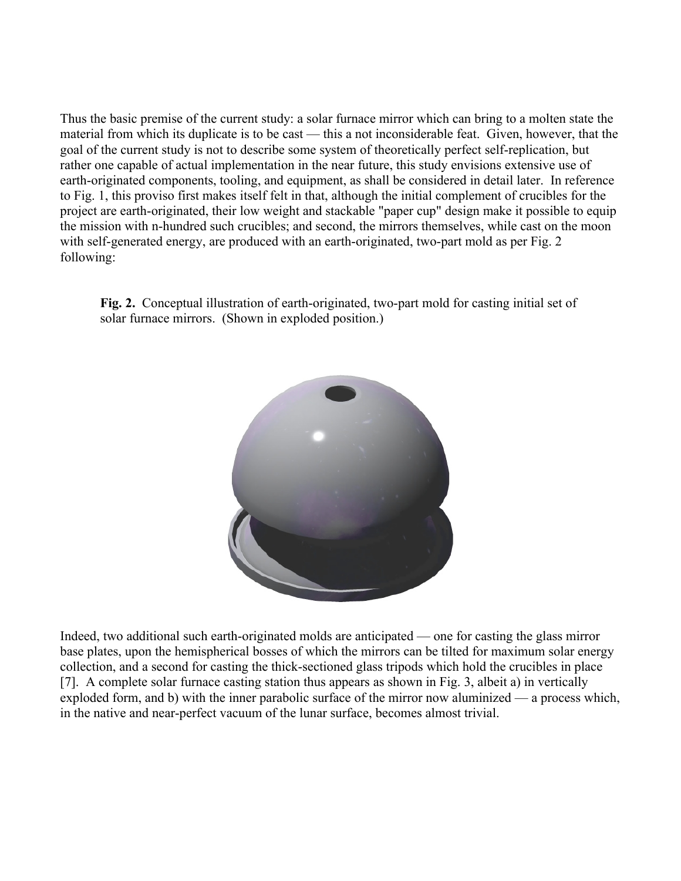Thus the basic premise of the current study: a solar furnace mirror which can bring to a molten state the material from which its duplicate is to be cast — this a not inconsiderable feat. Given, however, that the goal of the current study is not to describe some system of theoretically perfect self-replication, but rather one capable of actual implementation in the near future, this study envisions extensive use of earth-originated components, tooling, and equipment, as shall be considered in detail later. In reference to Fig. 1, this proviso first makes itself felt in that, although the initial complement of crucibles for the project are earth-originated, their low weight and stackable "paper cup" design make it possible to equip the mission with n-hundred such crucibles; and second, the mirrors themselves, while cast on the moon with self-generated energy, are produced with an earth-originated, two-part mold as per Fig. 2 following:

**Fig. 2.** Conceptual illustration of earth-originated, two-part mold for casting initial set of solar furnace mirrors. (Shown in exploded position.)

Indeed, two additional such earth-originated molds are anticipated — one for casting the glass mirror base plates, upon the hemispherical bosses of which the mirrors can be tilted for maximum solar energy collection, and a second for casting the thick-sectioned glass tripods which hold the crucibles in place [7]. A complete solar furnace casting station thus appears as shown in Fig. 3, albeit a) in vertically exploded form, and b) with the inner parabolic surface of the mirror now aluminized — a process which, in the native and near-perfect vacuum of the lunar surface, becomes almost trivial.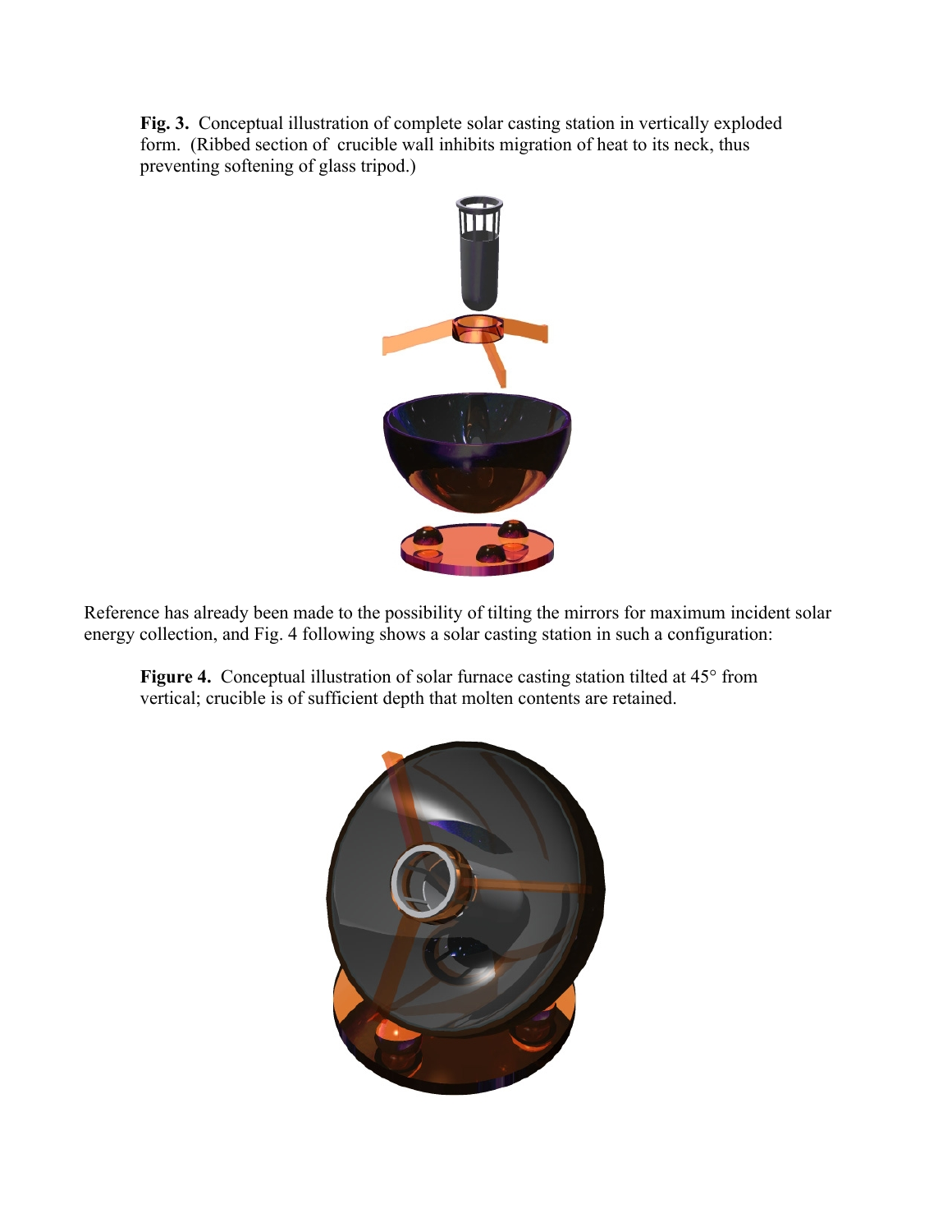**Fig. 3.** Conceptual illustration of complete solar casting station in vertically exploded form. (Ribbed section of crucible wall inhibits migration of heat to its neck, thus preventing softening of glass tripod.)

Reference has already been made to the possibility of tilting the mirrors for maximum incident solar energy collection, and Fig. 4 following shows a solar casting station in such a configuration:

**Figure 4.** Conceptual illustration of solar furnace casting station tilted at 45° from vertical; crucible is of sufficient depth that molten contents are retained.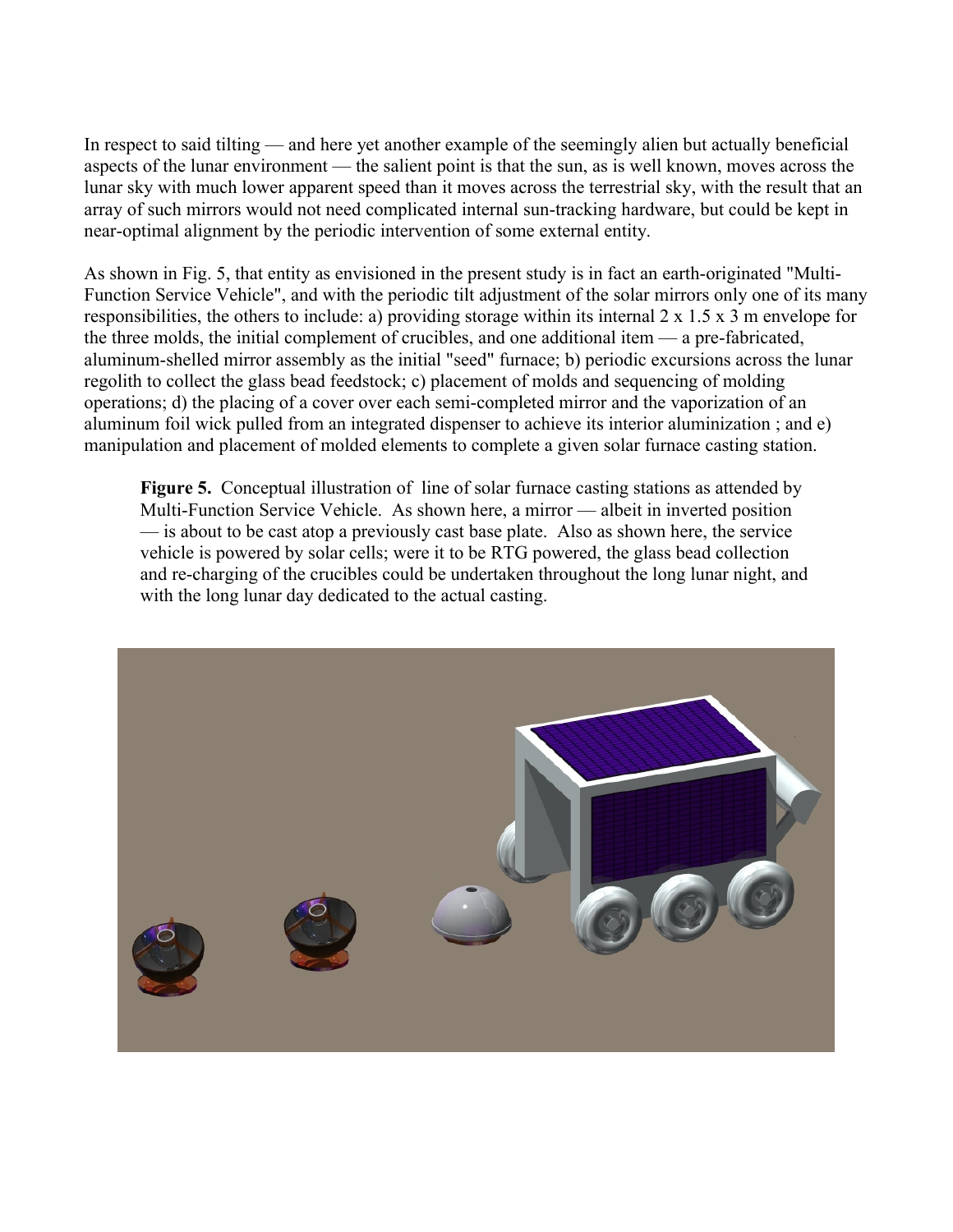In respect to said tilting — and here yet another example of the seemingly alien but actually beneficial aspects of the lunar environment — the salient point is that the sun, as is well known, moves across the lunar sky with much lower apparent speed than it moves across the terrestrial sky, with the result that an array of such mirrors would not need complicated internal sun-tracking hardware, but could be kept in near-optimal alignment by the periodic intervention of some external entity.

As shown in Fig. 5, that entity as envisioned in the present study is in fact an earth-originated "Multi-Function Service Vehicle", and with the periodic tilt adjustment of the solar mirrors only one of its many responsibilities, the others to include: a) providing storage within its internal 2 x 1.5 x 3 m envelope for the three molds, the initial complement of crucibles, and one additional item — a pre-fabricated, aluminum-shelled mirror assembly as the initial "seed" furnace; b) periodic excursions across the lunar regolith to collect the glass bead feedstock; c) placement of molds and sequencing of molding operations; d) the placing of a cover over each semi-completed mirror and the vaporization of an aluminum foil wick pulled from an integrated dispenser to achieve its interior aluminization ; and e) manipulation and placement of molded elements to complete a given solar furnace casting station.

**Figure 5.** Conceptual illustration of line of solar furnace casting stations as attended by Multi-Function Service Vehicle. As shown here, a mirror — albeit in inverted position — is about to be cast atop a previously cast base plate. Also as shown here, the service vehicle is powered by solar cells; were it to be RTG powered, the glass bead collection and re-charging of the crucibles could be undertaken throughout the long lunar night, and with the long lunar day dedicated to the actual casting.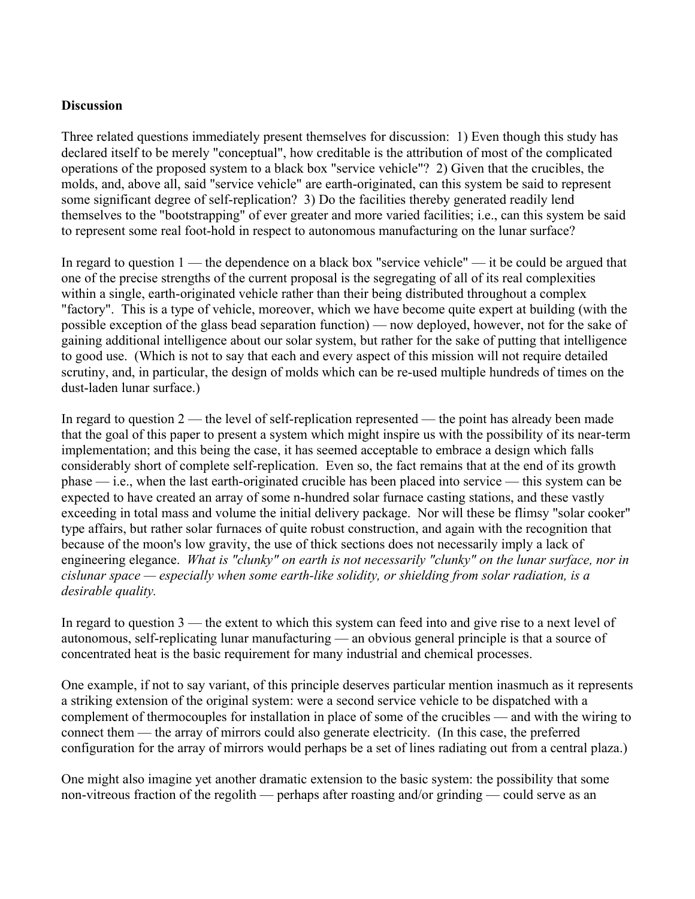**Discussion**

Three related questions immediately present themselves for discussion: 1) Even though this study has declared itself to be merely "conceptual", how creditable is the attribution of most of the complicated operations of the proposed system to a black box "service vehicle"? 2) Given that the crucibles, the molds, and, above all, said "service vehicle" are earth-originated, can this system be said to represent some significant degree of self-replication? 3) Do the facilities thereby generated readily lend themselves to the "bootstrapping" of ever greater and more varied facilities; i.e., can this system be said to represent some real foot-hold in respect to autonomous manufacturing on the lunar surface?

In regard to question 1 — the dependence on a black box "service vehicle" — it be could be argued that one of the precise strengths of the current proposal is the segregating of all of its real complexities within a single, earth-originated vehicle rather than their being distributed throughout a complex "factory". This is a type of vehicle, moreover, which we have become quite expert at building (with the possible exception of the glass bead separation function) — now deployed, however, not for the sake of gaining additional intelligence about our solar system, but rather for the sake of putting that intelligence to good use. (Which is not to say that each and every aspect of this mission will not require detailed scrutiny, and, in particular, the design of molds which can be re-used multiple hundreds of times on the dust-laden lunar surface.)

In regard to question 2 — the level of self-replication represented — the point has already been made that the goal of this paper to present a system which might inspire us with the possibility of its near-term implementation; and this being the case, it has seemed acceptable to embrace a design which falls considerably short of complete self-replication. Even so, the fact remains that at the end of its growth phase — i.e., when the last earth-originated crucible has been placed into service — this system can be expected to have created an array of some n-hundred solar furnace casting stations, and these vastly exceeding in total mass and volume the initial delivery package. Nor will these be flimsy "solar cooker" type affairs, but rather solar furnaces of quite robust construction, and again with the recognition that because of the moon's low gravity, the use of thick sections does not necessarily imply a lack of engineering elegance. *What is "clunky" on earth is not necessarily "clunky" on the lunar surface, nor in cislunar space — especially when some earth-like solidity, or shielding from solar radiation, is a desirable quality.*

In regard to question 3 — the extent to which this system can feed into and give rise to a next level of autonomous, self-replicating lunar manufacturing — an obvious general principle is that a source of concentrated heat is the basic requirement for many industrial and chemical processes.

One example, if not to say variant, of this principle deserves particular mention inasmuch as it represents a striking extension of the original system: were a second service vehicle to be dispatched with a complement of thermocouples for installation in place of some of the crucibles — and with the wiring to connect them — the array of mirrors could also generate electricity. (In this case, the preferred configuration for the array of mirrors would perhaps be a set of lines radiating out from a central plaza.)

One might also imagine yet another dramatic extension to the basic system: the possibility that some non-vitreous fraction of the regolith — perhaps after roasting and/or grinding — could serve as an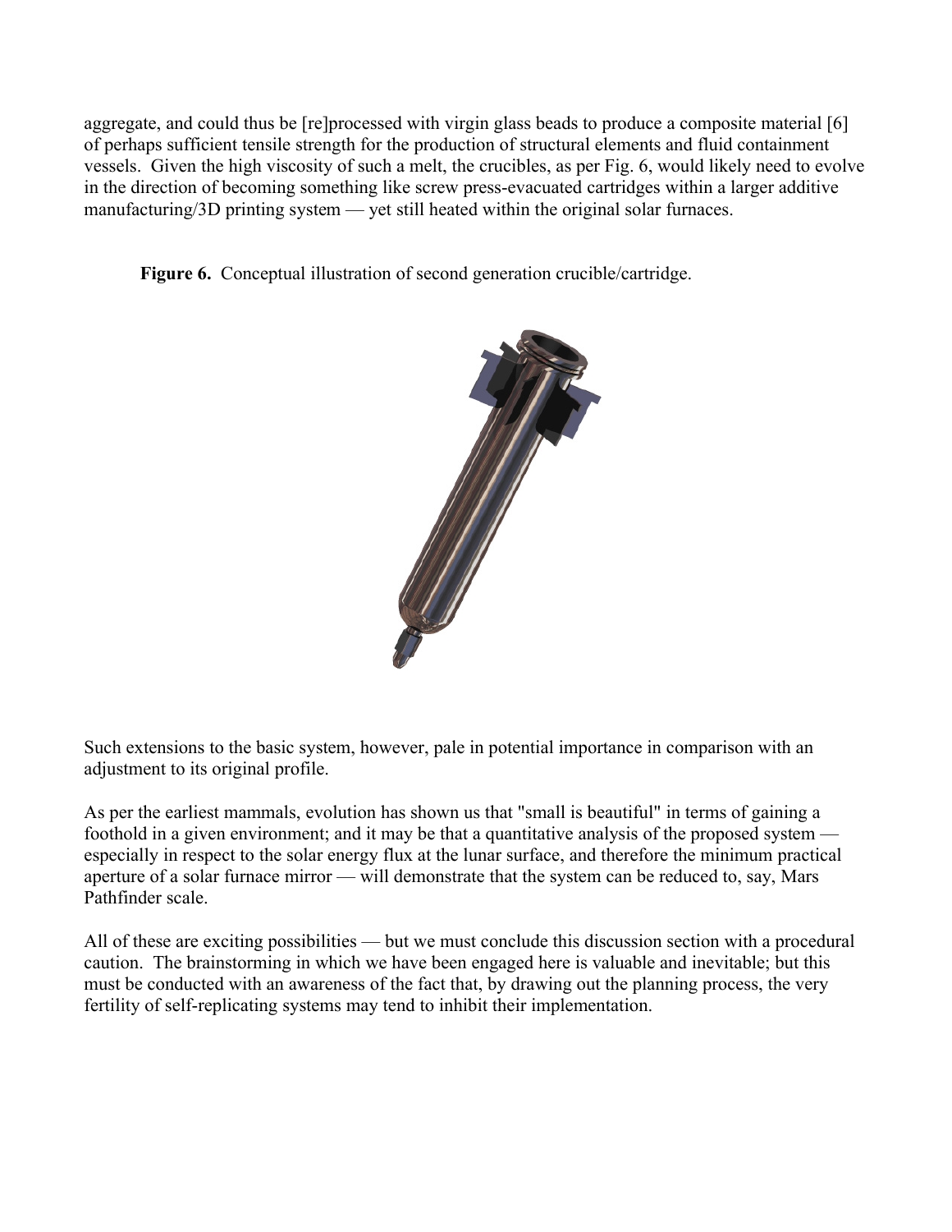aggregate, and could thus be [re]processed with virgin glass beads to produce a composite material [6] of perhaps sufficient tensile strength for the production of structural elements and fluid containment vessels. Given the high viscosity of such a melt, the crucibles, as per Fig. 6, would likely need to evolve in the direction of becoming something like screw press-evacuated cartridges within a larger additive manufacturing/3D printing system — yet still heated within the original solar furnaces.

**Figure 6.** Conceptual illustration of second generation crucible/cartridge.

Such extensions to the basic system, however, pale in potential importance in comparison with an adjustment to its original profile.

As per the earliest mammals, evolution has shown us that "small is beautiful" in terms of gaining a foothold in a given environment; and it may be that a quantitative analysis of the proposed system — especially in respect to the solar energy flux at the lunar surface, and therefore the minimum practical aperture of a solar furnace mirror — will demonstrate that the system can be reduced to, say, Mars Pathfinder scale.

All of these are exciting possibilities — but we must conclude this discussion section with a procedural caution. The brainstorming in which we have been engaged here is valuable and inevitable; but this must be conducted with an awareness of the fact that, by drawing out the planning process, the very fertility of self-replicating systems may tend to inhibit their implementation.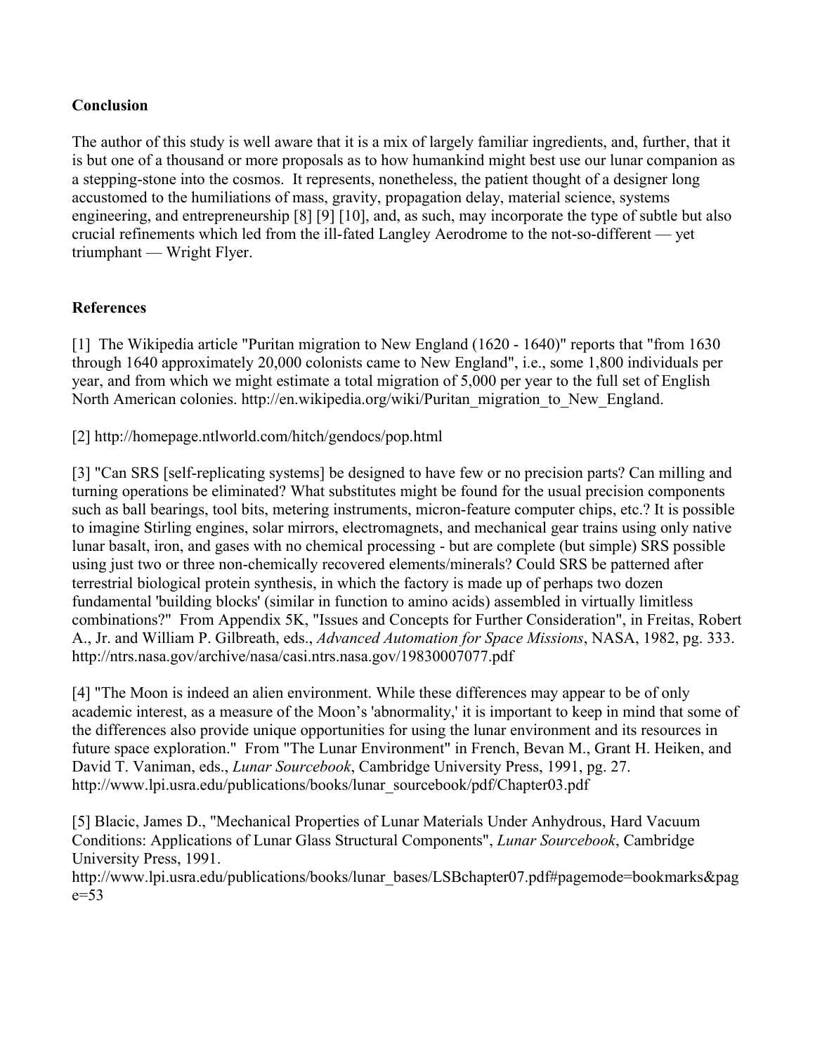**Conclusion**

The author of this study is well aware that it is a mix of largely familiar ingredients, and, further, that it is but one of a thousand or more proposals as to how humankind might best use our lunar companion as a stepping-stone into the cosmos. It represents, nonetheless, the patient thought of a designer long accustomed to the humiliations of mass, gravity, propagation delay, material science, systems engineering, and entrepreneurship [8] [9] [10], and, as such, may incorporate the type of subtle but also crucial refinements which led from the ill-fated Langley Aerodrome to the not-so-different — yet triumphant — Wright Flyer.

**References**

[1] The Wikipedia article "Puritan migration to New England (1620 - 1640)" reports that "from 1630 through 1640 approximately 20,000 colonists came to New England", i.e., some 1,800 individuals per year, and from which we might estimate a total migration of 5,000 per year to the full set of English North American colonies. http://en.wikipedia.org/wiki/Puritan_migration_to_New_England.

[2] http://homepage.ntlworld.com/hitch/gendocs/pop.html

[3] "Can SRS [self-replicating systems] be designed to have few or no precision parts? Can milling and turning operations be eliminated? What substitutes might be found for the usual precision components such as ball bearings, tool bits, metering instruments, micron-feature computer chips, etc.? It is possible to imagine Stirling engines, solar mirrors, electromagnets, and mechanical gear trains using only native lunar basalt, iron, and gases with no chemical processing - but are complete (but simple) SRS possible using just two or three non-chemically recovered elements/minerals? Could SRS be patterned after terrestrial biological protein synthesis, in which the factory is made up of perhaps two dozen fundamental 'building blocks' (similar in function to amino acids) assembled in virtually limitless combinations?" From Appendix 5K, "Issues and Concepts for Further Consideration", in Freitas, Robert A., Jr. and William P. Gilbreath, eds., *Advanced Automation for Space Missions*, NASA, 1982, pg. 333. http://ntrs.nasa.gov/archive/nasa/casi.ntrs.nasa.gov/19830007077.pdf

[4] "The Moon is indeed an alien environment. While these differences may appear to be of only academic interest, as a measure of the Moon's 'abnormality,' it is important to keep in mind that some of the differences also provide unique opportunities for using the lunar environment and its resources in future space exploration." From "The Lunar Environment" in French, Bevan M., Grant H. Heiken, and David T. Vaniman, eds., *Lunar Sourcebook*, Cambridge University Press, 1991, pg. 27. http://www.lpi.usra.edu/publications/books/lunar_sourcebook/pdf/Chapter03.pdf

[5] Blacic, James D., "Mechanical Properties of Lunar Materials Under Anhydrous, Hard Vacuum Conditions: Applications of Lunar Glass Structural Components", *Lunar Sourcebook*, Cambridge University Press, 1991.
http://www.lpi.usra.edu/publications/books/lunar_bases/LSBchapter07.pdf#pagemode=bookmarks&page=53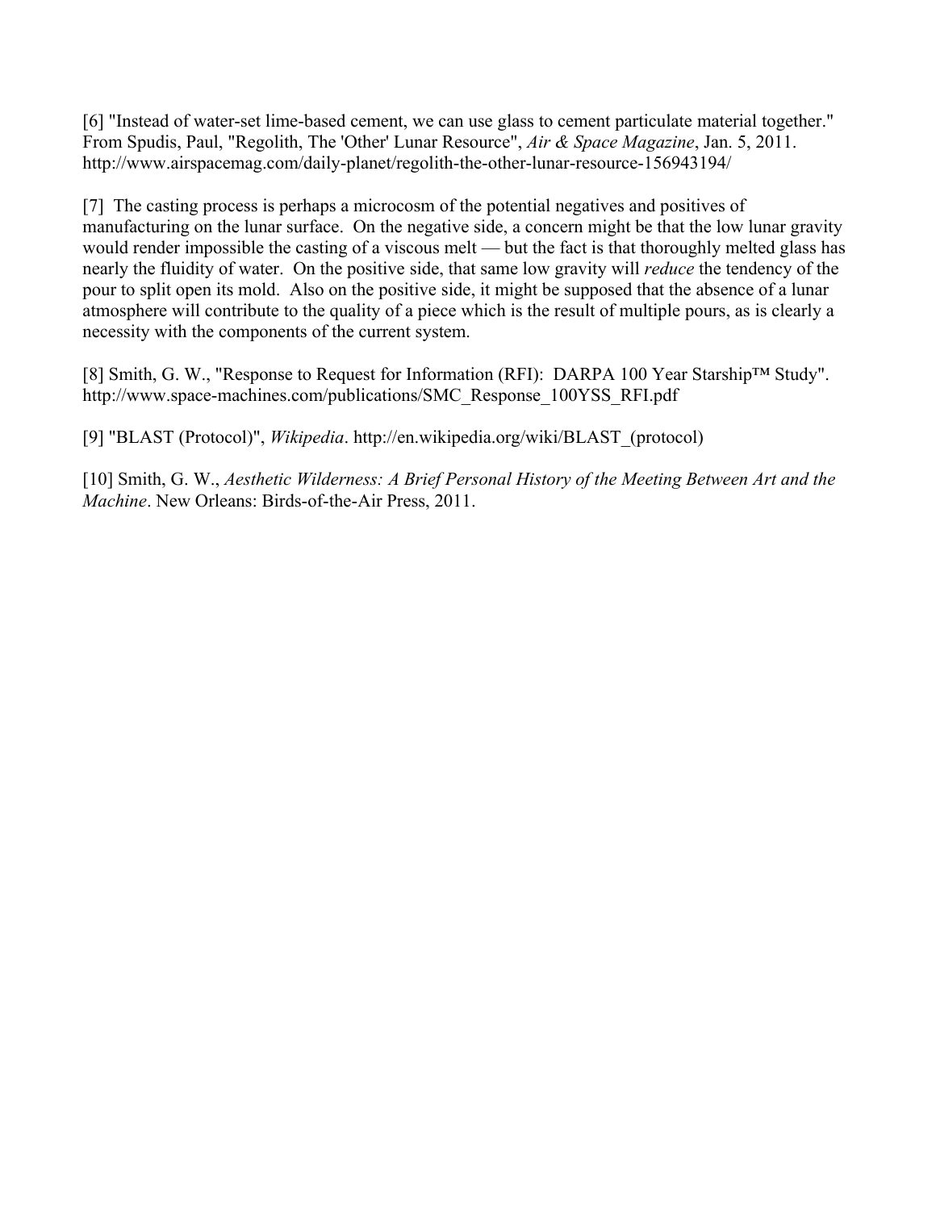[6] "Instead of water-set lime-based cement, we can use glass to cement particulate material together." From Spudis, Paul, "Regolith, The 'Other' Lunar Resource", *Air & Space Magazine*, Jan. 5, 2011. http://www.airspacemag.com/daily-planet/regolith-the-other-lunar-resource-156943194/

[7] The casting process is perhaps a microcosm of the potential negatives and positives of manufacturing on the lunar surface. On the negative side, a concern might be that the low lunar gravity would render impossible the casting of a viscous melt — but the fact is that thoroughly melted glass has nearly the fluidity of water. On the positive side, that same low gravity will *reduce* the tendency of the pour to split open its mold. Also on the positive side, it might be supposed that the absence of a lunar atmosphere will contribute to the quality of a piece which is the result of multiple pours, as is clearly a necessity with the components of the current system.

[8] Smith, G. W., "Response to Request for Information (RFI): DARPA 100 Year Starship™ Study". http://www.space-machines.com/publications/SMC_Response_100YSS_RFI.pdf

[9] "BLAST (Protocol)", *Wikipedia*. http://en.wikipedia.org/wiki/BLAST_(protocol)

[10] Smith, G. W., *Aesthetic Wilderness: A Brief Personal History of the Meeting Between Art and the Machine*. New Orleans: Birds-of-the-Air Press, 2011.